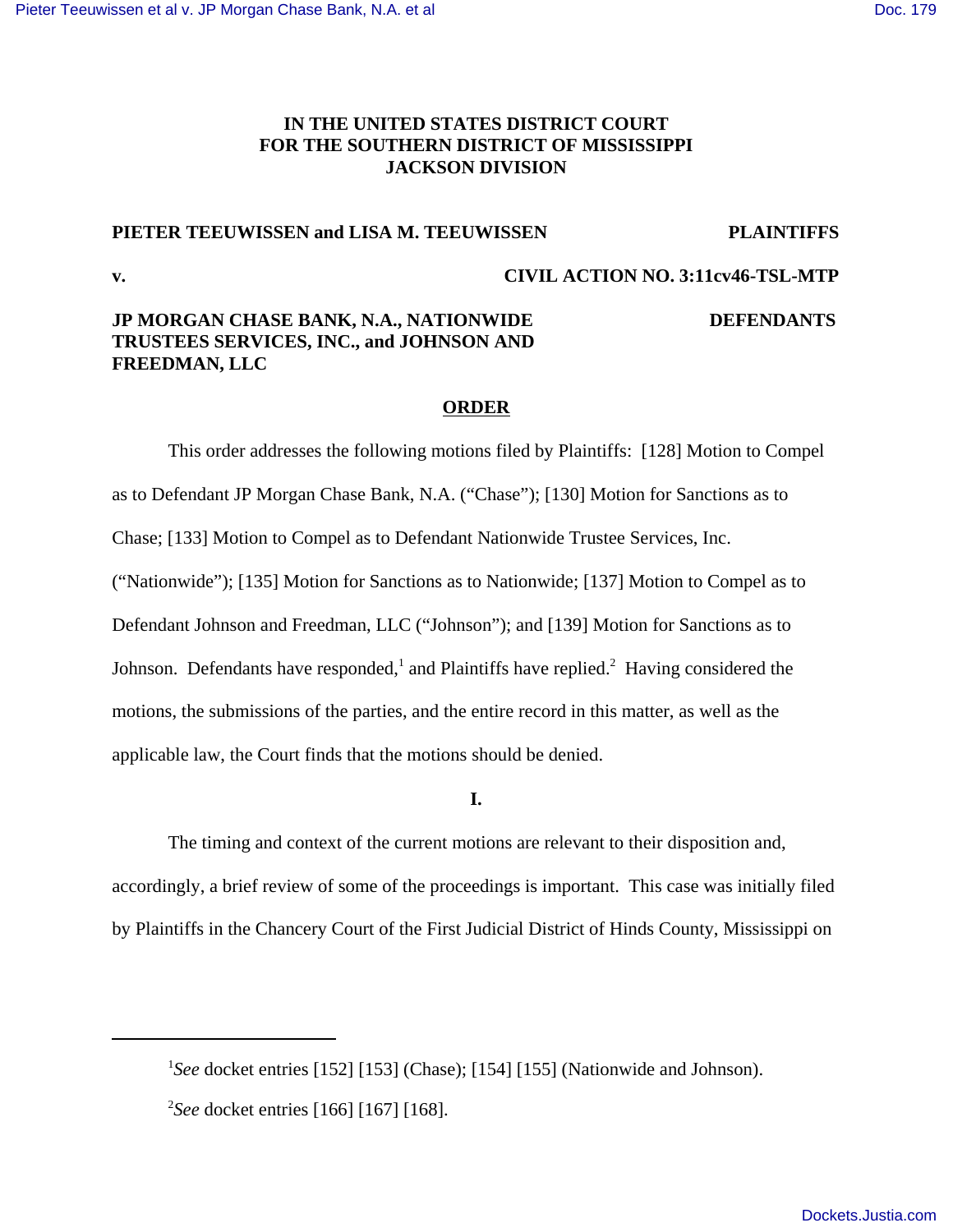IN THE UNITED STATES DISTRICT COURT
FOR THE SOUTHERN DISTRICT OF MISSISSIPPI
JACKSON DIVISION

**PIETER TEEUWISSEN and LISA M. TEEUWISSEN** **PLAINTIFFS**

**v.** **CIVIL ACTION NO. 3:11cv46-TSL-MTP**

**JP MORGAN CHASE BANK, N.A., NATIONWIDE TRUSTEES SERVICES, INC., and JOHNSON AND FREEDMAN, LLC** **DEFENDANTS**

**ORDER**

This order addresses the following motions filed by Plaintiffs: [128] Motion to Compel as to Defendant JP Morgan Chase Bank, N.A. ("Chase"); [130] Motion for Sanctions as to Chase; [133] Motion to Compel as to Defendant Nationwide Trustee Services, Inc. ("Nationwide"); [135] Motion for Sanctions as to Nationwide; [137] Motion to Compel as to Defendant Johnson and Freedman, LLC ("Johnson"); and [139] Motion for Sanctions as to Johnson. Defendants have responded,[1] and Plaintiffs have replied.[2] Having considered the motions, the submissions of the parties, and the entire record in this matter, as well as the applicable law, the Court finds that the motions should be denied.

**I.**

The timing and context of the current motions are relevant to their disposition and, accordingly, a brief review of some of the proceedings is important. This case was initially filed by Plaintiffs in the Chancery Court of the First Judicial District of Hinds County, Mississippi on

[1] *See* docket entries [152] [153] (Chase); [154] [155] (Nationwide and Johnson).

[2] *See* docket entries [166] [167] [168].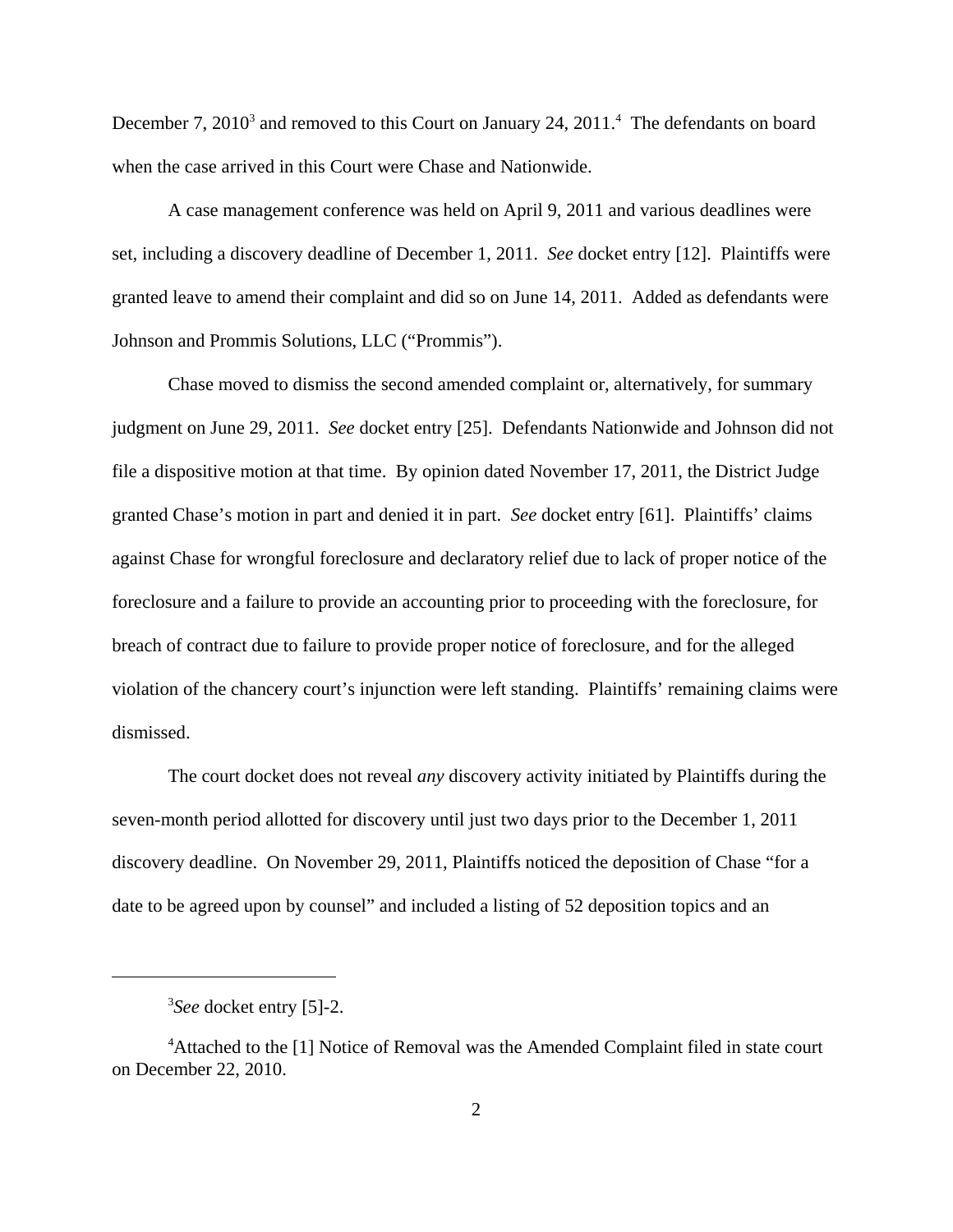December 7, 2010[3] and removed to this Court on January 24, 2011.[4] The defendants on board when the case arrived in this Court were Chase and Nationwide.

A case management conference was held on April 9, 2011 and various deadlines were set, including a discovery deadline of December 1, 2011. *See* docket entry [12]. Plaintiffs were granted leave to amend their complaint and did so on June 14, 2011. Added as defendants were Johnson and Prommis Solutions, LLC ("Prommis").

Chase moved to dismiss the second amended complaint or, alternatively, for summary judgment on June 29, 2011. *See* docket entry [25]. Defendants Nationwide and Johnson did not file a dispositive motion at that time. By opinion dated November 17, 2011, the District Judge granted Chase's motion in part and denied it in part. *See* docket entry [61]. Plaintiffs' claims against Chase for wrongful foreclosure and declaratory relief due to lack of proper notice of the foreclosure and a failure to provide an accounting prior to proceeding with the foreclosure, for breach of contract due to failure to provide proper notice of foreclosure, and for the alleged violation of the chancery court's injunction were left standing. Plaintiffs' remaining claims were dismissed.

The court docket does not reveal *any* discovery activity initiated by Plaintiffs during the seven-month period allotted for discovery until just two days prior to the December 1, 2011 discovery deadline. On November 29, 2011, Plaintiffs noticed the deposition of Chase "for a date to be agreed upon by counsel" and included a listing of 52 deposition topics and an

---

[3]*See* docket entry [5]-2.

[4]Attached to the [1] Notice of Removal was the Amended Complaint filed in state court on December 22, 2010.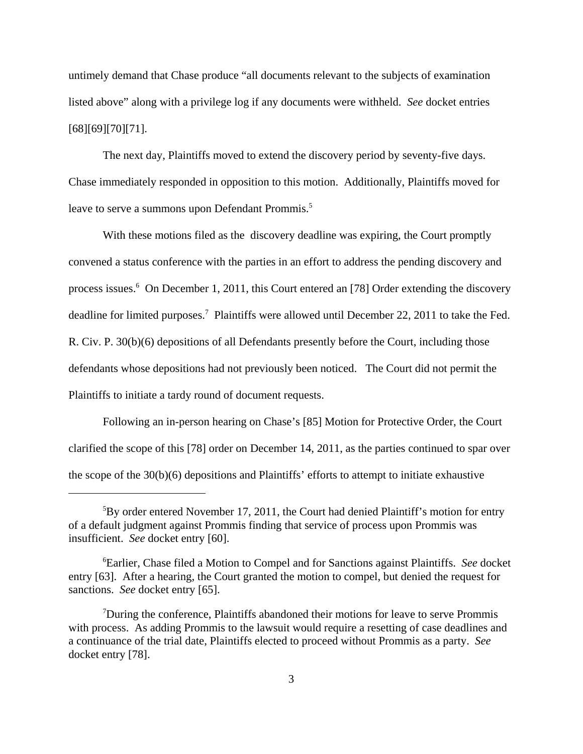untimely demand that Chase produce "all documents relevant to the subjects of examination listed above" along with a privilege log if any documents were withheld. *See* docket entries [68][69][70][71].

The next day, Plaintiffs moved to extend the discovery period by seventy-five days. Chase immediately responded in opposition to this motion. Additionally, Plaintiffs moved for leave to serve a summons upon Defendant Prommis.[5]

With these motions filed as the discovery deadline was expiring, the Court promptly convened a status conference with the parties in an effort to address the pending discovery and process issues.[6] On December 1, 2011, this Court entered an [78] Order extending the discovery deadline for limited purposes.[7] Plaintiffs were allowed until December 22, 2011 to take the Fed. R. Civ. P. 30(b)(6) depositions of all Defendants presently before the Court, including those defendants whose depositions had not previously been noticed. The Court did not permit the Plaintiffs to initiate a tardy round of document requests.

Following an in-person hearing on Chase's [85] Motion for Protective Order, the Court clarified the scope of this [78] order on December 14, 2011, as the parties continued to spar over the scope of the 30(b)(6) depositions and Plaintiffs' efforts to attempt to initiate exhaustive

---

[5]By order entered November 17, 2011, the Court had denied Plaintiff's motion for entry of a default judgment against Prommis finding that service of process upon Prommis was insufficient. *See* docket entry [60].

[6]Earlier, Chase filed a Motion to Compel and for Sanctions against Plaintiffs. *See* docket entry [63]. After a hearing, the Court granted the motion to compel, but denied the request for sanctions. *See* docket entry [65].

[7]During the conference, Plaintiffs abandoned their motions for leave to serve Prommis with process. As adding Prommis to the lawsuit would require a resetting of case deadlines and a continuance of the trial date, Plaintiffs elected to proceed without Prommis as a party. *See* docket entry [78].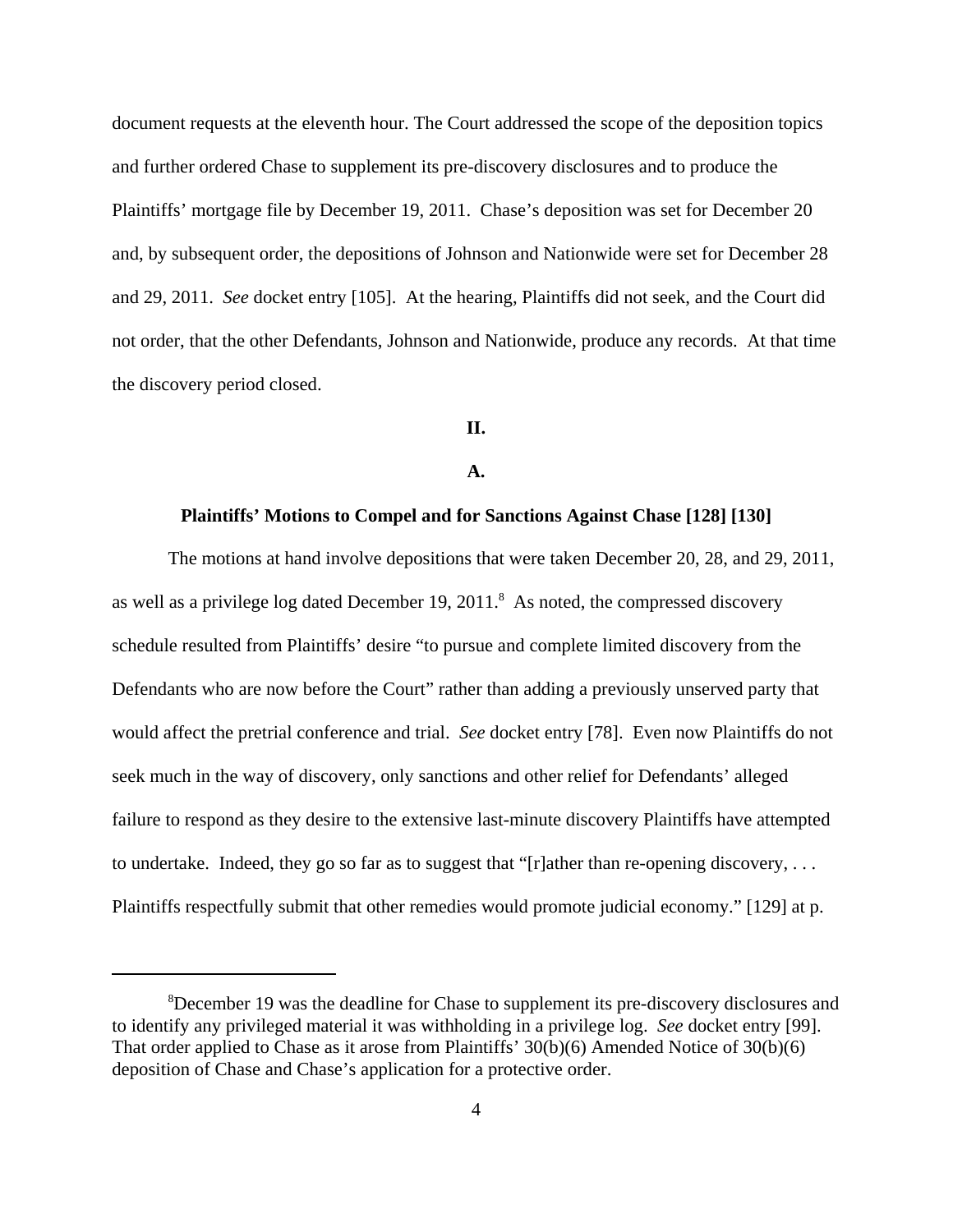document requests at the eleventh hour. The Court addressed the scope of the deposition topics and further ordered Chase to supplement its pre-discovery disclosures and to produce the Plaintiffs' mortgage file by December 19, 2011. Chase's deposition was set for December 20 and, by subsequent order, the depositions of Johnson and Nationwide were set for December 28 and 29, 2011. *See* docket entry [105]. At the hearing, Plaintiffs did not seek, and the Court did not order, that the other Defendants, Johnson and Nationwide, produce any records. At that time the discovery period closed.

**II.**

**A.**

**Plaintiffs' Motions to Compel and for Sanctions Against Chase [128] [130]**

The motions at hand involve depositions that were taken December 20, 28, and 29, 2011, as well as a privilege log dated December 19, 2011.[8] As noted, the compressed discovery schedule resulted from Plaintiffs' desire "to pursue and complete limited discovery from the Defendants who are now before the Court" rather than adding a previously unserved party that would affect the pretrial conference and trial. *See* docket entry [78]. Even now Plaintiffs do not seek much in the way of discovery, only sanctions and other relief for Defendants' alleged failure to respond as they desire to the extensive last-minute discovery Plaintiffs have attempted to undertake. Indeed, they go so far as to suggest that "[r]ather than re-opening discovery, . . . Plaintiffs respectfully submit that other remedies would promote judicial economy." [129] at p.

---

[8]December 19 was the deadline for Chase to supplement its pre-discovery disclosures and to identify any privileged material it was withholding in a privilege log. *See* docket entry [99]. That order applied to Chase as it arose from Plaintiffs' 30(b)(6) Amended Notice of 30(b)(6) deposition of Chase and Chase's application for a protective order.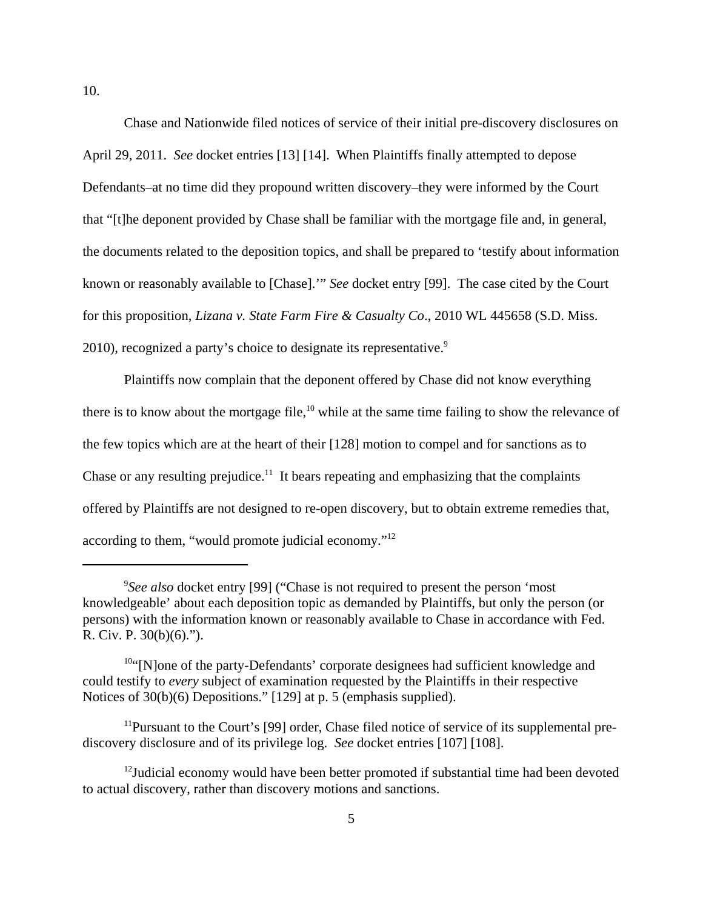10.

Chase and Nationwide filed notices of service of their initial pre-discovery disclosures on April 29, 2011. *See* docket entries [13] [14]. When Plaintiffs finally attempted to depose Defendants–at no time did they propound written discovery–they were informed by the Court that "[t]he deponent provided by Chase shall be familiar with the mortgage file and, in general, the documents related to the deposition topics, and shall be prepared to 'testify about information known or reasonably available to [Chase].'" *See* docket entry [99]. The case cited by the Court for this proposition, *Lizana v. State Farm Fire & Casualty Co*., 2010 WL 445658 (S.D. Miss. 2010), recognized a party's choice to designate its representative.[9]

Plaintiffs now complain that the deponent offered by Chase did not know everything there is to know about the mortgage file,[10] while at the same time failing to show the relevance of the few topics which are at the heart of their [128] motion to compel and for sanctions as to Chase or any resulting prejudice.[11] It bears repeating and emphasizing that the complaints offered by Plaintiffs are not designed to re-open discovery, but to obtain extreme remedies that, according to them, "would promote judicial economy."[12]

---

[9] *See also* docket entry [99] ("Chase is not required to present the person 'most knowledgeable' about each deposition topic as demanded by Plaintiffs, but only the person (or persons) with the information known or reasonably available to Chase in accordance with Fed. R. Civ. P. 30(b)(6).").

[10] "[N]one of the party-Defendants' corporate designees had sufficient knowledge and could testify to *every* subject of examination requested by the Plaintiffs in their respective Notices of 30(b)(6) Depositions." [129] at p. 5 (emphasis supplied).

[11] Pursuant to the Court's [99] order, Chase filed notice of service of its supplemental pre-discovery disclosure and of its privilege log. *See* docket entries [107] [108].

[12] Judicial economy would have been better promoted if substantial time had been devoted to actual discovery, rather than discovery motions and sanctions.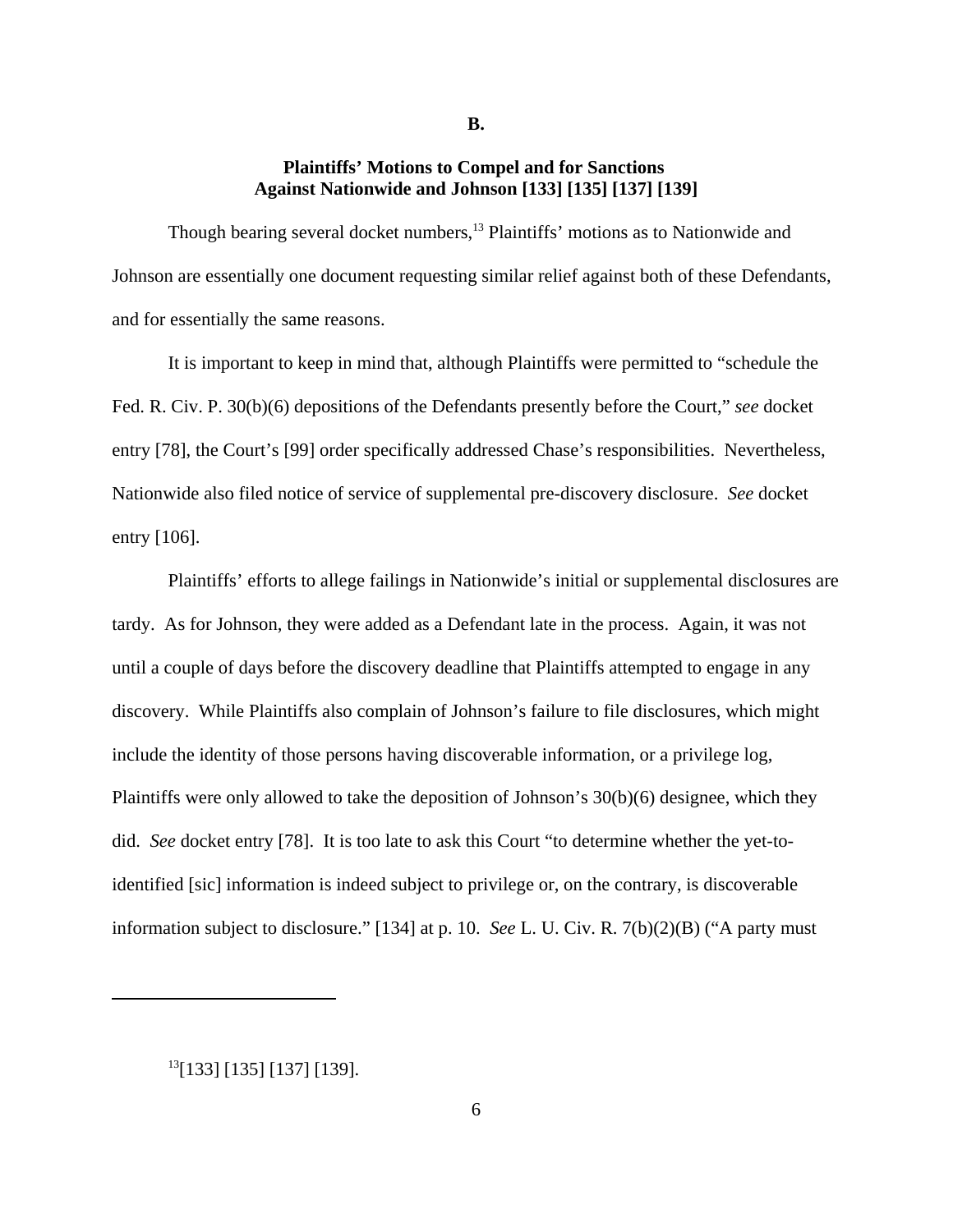**B.**

**Plaintiffs' Motions to Compel and for Sanctions Against Nationwide and Johnson [133] [135] [137] [139]**

Though bearing several docket numbers,[13] Plaintiffs' motions as to Nationwide and Johnson are essentially one document requesting similar relief against both of these Defendants, and for essentially the same reasons.

It is important to keep in mind that, although Plaintiffs were permitted to "schedule the Fed. R. Civ. P. 30(b)(6) depositions of the Defendants presently before the Court," *see* docket entry [78], the Court's [99] order specifically addressed Chase's responsibilities. Nevertheless, Nationwide also filed notice of service of supplemental pre-discovery disclosure. *See* docket entry [106].

Plaintiffs' efforts to allege failings in Nationwide's initial or supplemental disclosures are tardy. As for Johnson, they were added as a Defendant late in the process. Again, it was not until a couple of days before the discovery deadline that Plaintiffs attempted to engage in any discovery. While Plaintiffs also complain of Johnson's failure to file disclosures, which might include the identity of those persons having discoverable information, or a privilege log, Plaintiffs were only allowed to take the deposition of Johnson's 30(b)(6) designee, which they did. *See* docket entry [78]. It is too late to ask this Court "to determine whether the yet-to-identified [sic] information is indeed subject to privilege or, on the contrary, is discoverable information subject to disclosure." [134] at p. 10. *See* L. U. Civ. R. 7(b)(2)(B) ("A party must

---

[13] [133] [135] [137] [139].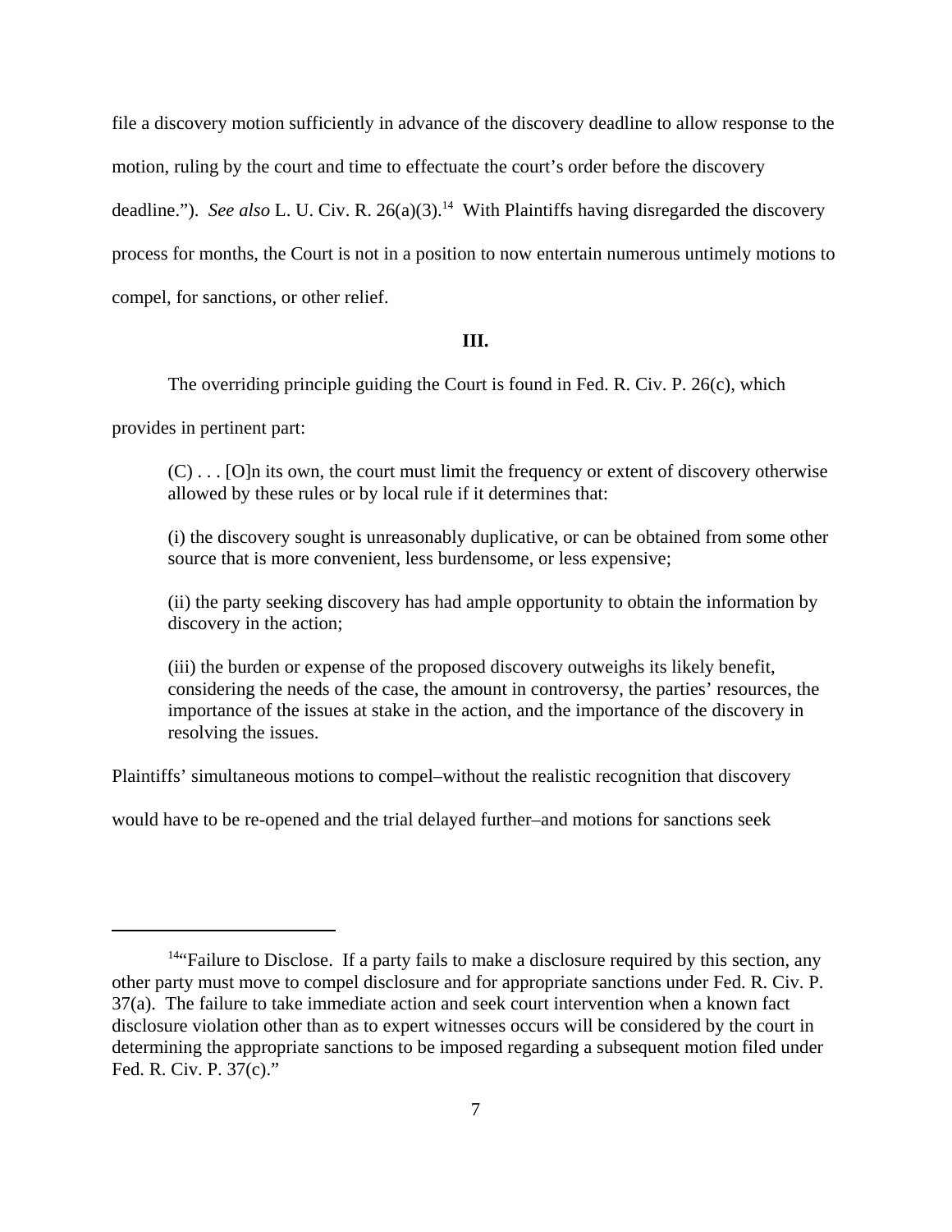file a discovery motion sufficiently in advance of the discovery deadline to allow response to the motion, ruling by the court and time to effectuate the court's order before the discovery deadline."). *See also* L. U. Civ. R. 26(a)(3).[14] With Plaintiffs having disregarded the discovery process for months, the Court is not in a position to now entertain numerous untimely motions to compel, for sanctions, or other relief.

**III.**

The overriding principle guiding the Court is found in Fed. R. Civ. P. 26(c), which provides in pertinent part:

> (C) . . . [O]n its own, the court must limit the frequency or extent of discovery otherwise allowed by these rules or by local rule if it determines that:
>
> (i) the discovery sought is unreasonably duplicative, or can be obtained from some other source that is more convenient, less burdensome, or less expensive;
>
> (ii) the party seeking discovery has had ample opportunity to obtain the information by discovery in the action;
>
> (iii) the burden or expense of the proposed discovery outweighs its likely benefit, considering the needs of the case, the amount in controversy, the parties' resources, the importance of the issues at stake in the action, and the importance of the discovery in resolving the issues.

Plaintiffs' simultaneous motions to compel–without the realistic recognition that discovery would have to be re-opened and the trial delayed further–and motions for sanctions seek

---

[14] "Failure to Disclose. If a party fails to make a disclosure required by this section, any other party must move to compel disclosure and for appropriate sanctions under Fed. R. Civ. P. 37(a). The failure to take immediate action and seek court intervention when a known fact disclosure violation other than as to expert witnesses occurs will be considered by the court in determining the appropriate sanctions to be imposed regarding a subsequent motion filed under Fed. R. Civ. P. 37(c)."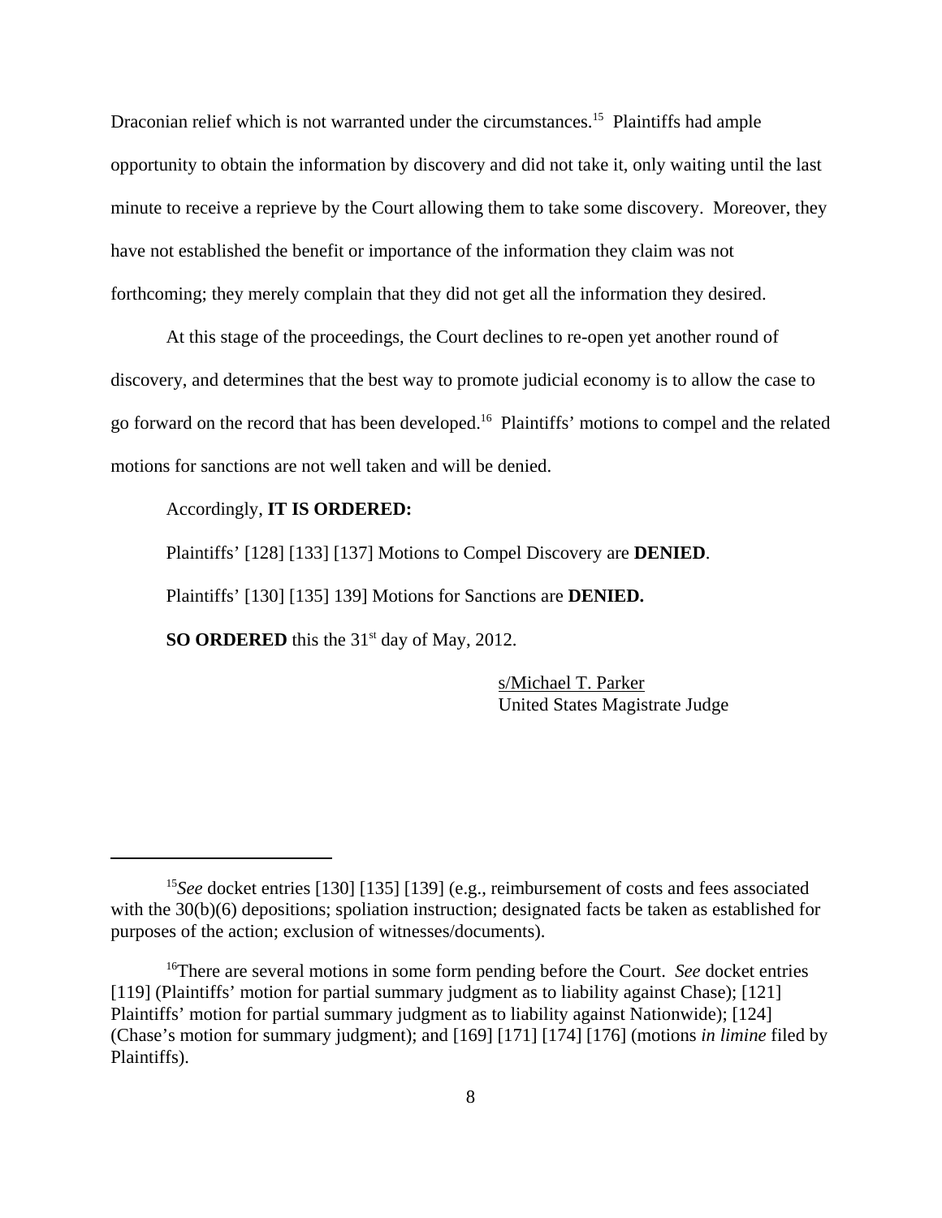Draconian relief which is not warranted under the circumstances.[15] Plaintiffs had ample opportunity to obtain the information by discovery and did not take it, only waiting until the last minute to receive a reprieve by the Court allowing them to take some discovery. Moreover, they have not established the benefit or importance of the information they claim was not forthcoming; they merely complain that they did not get all the information they desired.

At this stage of the proceedings, the Court declines to re-open yet another round of discovery, and determines that the best way to promote judicial economy is to allow the case to go forward on the record that has been developed.[16] Plaintiffs' motions to compel and the related motions for sanctions are not well taken and will be denied.

Accordingly, **IT IS ORDERED:**

Plaintiffs' [128] [133] [137] Motions to Compel Discovery are **DENIED**.

Plaintiffs' [130] [135] 139] Motions for Sanctions are **DENIED.**

**SO ORDERED** this the 31st day of May, 2012.

s/Michael T. Parker
United States Magistrate Judge

---

[15]*See* docket entries [130] [135] [139] (e.g., reimbursement of costs and fees associated with the 30(b)(6) depositions; spoliation instruction; designated facts be taken as established for purposes of the action; exclusion of witnesses/documents).

[16]There are several motions in some form pending before the Court. *See* docket entries [119] (Plaintiffs' motion for partial summary judgment as to liability against Chase); [121] Plaintiffs' motion for partial summary judgment as to liability against Nationwide); [124] (Chase's motion for summary judgment); and [169] [171] [174] [176] (motions *in limine* filed by Plaintiffs).